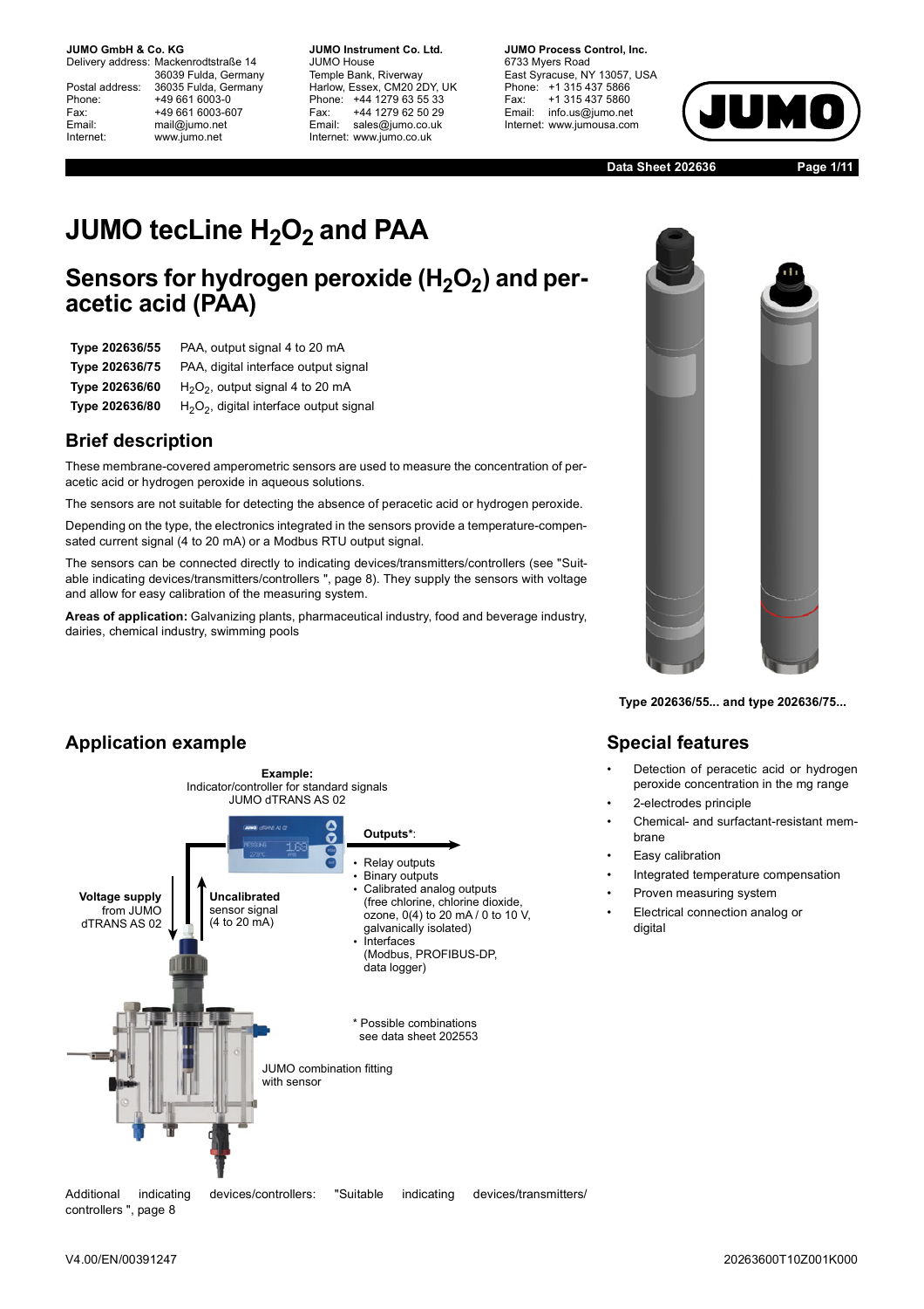JUMO GmbH & Co. KG
Delivery address: Mackenrodtstraße 14
36039 Fulda, Germany
Postal address: 36035 Fulda, Germany
Phone: +49 661 6003-0
Fax: +49 661 6003-607
Email: mail@jumo.net
Internet: www.jumo.net

JUMO Instrument Co. Ltd.
JUMO House
Temple Bank, Riverway
Harlow, Essex, CM20 2DY, UK
Phone: +44 1279 63 55 33
Fax: +44 1279 62 50 29
Email: sales@jumo.co.uk
Internet: www.jumo.co.uk

JUMO Process Control, Inc.
6733 Myers Road
East Syracuse, NY 13057, USA
Phone: +1 315 437 5866
Fax: +1 315 437 5860
Email: info.us@jumo.net
Internet: www.jumousa.com

Data Sheet 202636

# JUMO tecLine $H_2O_2$ and PAA

## Sensors for hydrogen peroxide ($H_2O_2$) and peracetic acid (PAA)

| | |
|---|---|
| **Type 202636/55** | PAA, output signal 4 to 20 mA |
| **Type 202636/75** | PAA, digital interface output signal |
| **Type 202636/60** | $H_2O_2$, output signal 4 to 20 mA |
| **Type 202636/80** | $H_2O_2$, digital interface output signal |

## Brief description

These membrane-covered amperometric sensors are used to measure the concentration of peracetic acid or hydrogen peroxide in aqueous solutions.

The sensors are not suitable for detecting the absence of peracetic acid or hydrogen peroxide.

Depending on the type, the electronics integrated in the sensors provide a temperature-compensated current signal (4 to 20 mA) or a Modbus RTU output signal.

The sensors can be connected directly to indicating devices/transmitters/controllers (see "Suitable indicating devices/transmitters/controllers ", page 8). They supply the sensors with voltage and allow for easy calibration of the measuring system.

**Areas of application:** Galvanizing plants, pharmaceutical industry, food and beverage industry, dairies, chemical industry, swimming pools

**Type 202636/55... and type 202636/75...**

## Application example

**Example:**
Indicator/controller for standard signals
JUMO dTRANS AS 02

**Voltage supply** from JUMO dTRANS AS 02

**Uncalibrated** sensor signal (4 to 20 mA)

**Outputs***:
- Relay outputs
- Binary outputs
- Calibrated analog outputs (free chlorine, chlorine dioxide, ozone, 0(4) to 20 mA / 0 to 10 V, galvanically isolated)
- Interfaces (Modbus, PROFIBUS-DP, data logger)

\* Possible combinations see data sheet 202553

JUMO combination fitting with sensor

Additional indicating devices/controllers: "Suitable indicating devices/transmitters/controllers ", page 8

## Special features

- Detection of peracetic acid or hydrogen peroxide concentration in the mg range
- 2-electrodes principle
- Chemical- and surfactant-resistant membrane
- Easy calibration
- Integrated temperature compensation
- Proven measuring system
- Electrical connection analog or digital

V4.00/EN/00391247

20263600T10Z001K000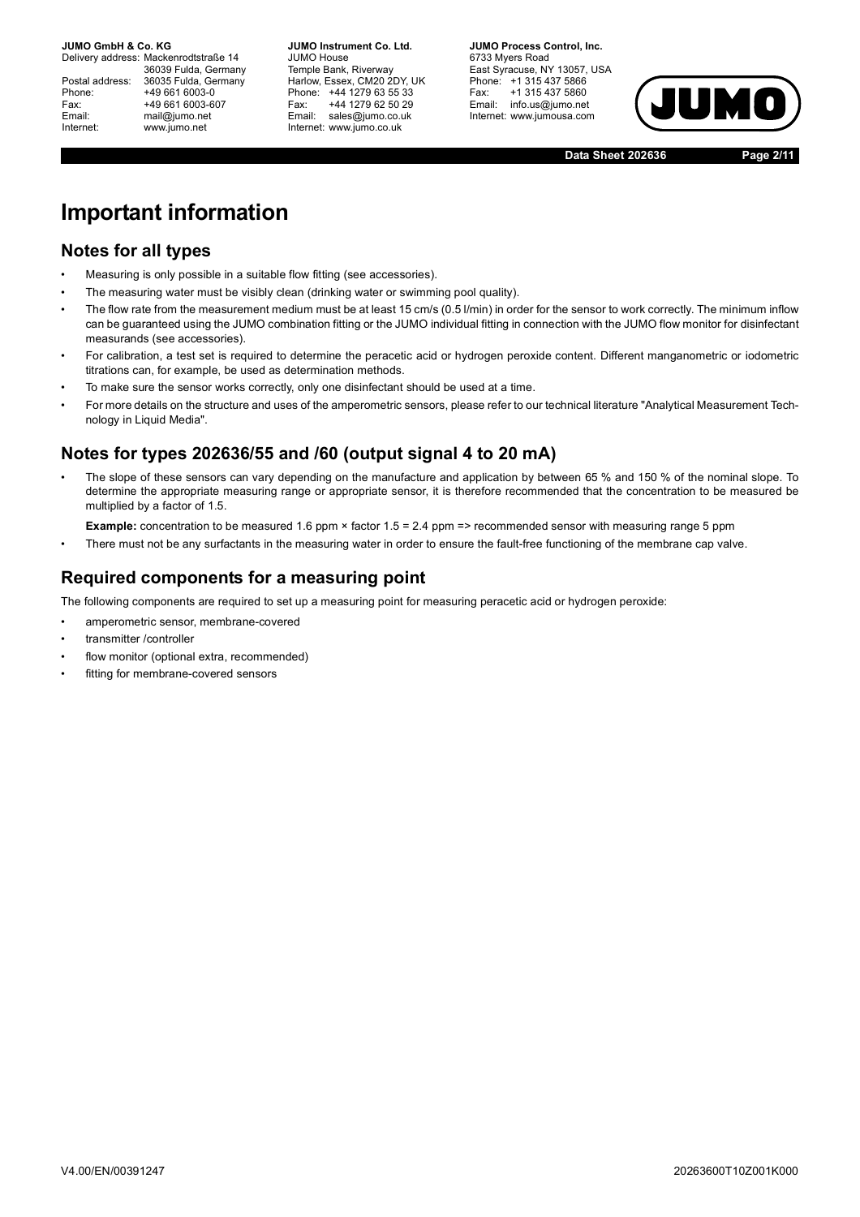# Important information

## Notes for all types

- Measuring is only possible in a suitable flow fitting (see accessories).
- The measuring water must be visibly clean (drinking water or swimming pool quality).
- The flow rate from the measurement medium must be at least 15 cm/s (0.5 l/min) in order for the sensor to work correctly. The minimum inflow can be guaranteed using the JUMO combination fitting or the JUMO individual fitting in connection with the JUMO flow monitor for disinfectant measurands (see accessories).
- For calibration, a test set is required to determine the peracetic acid or hydrogen peroxide content. Different manganometric or iodometric titrations can, for example, be used as determination methods.
- To make sure the sensor works correctly, only one disinfectant should be used at a time.
- For more details on the structure and uses of the amperometric sensors, please refer to our technical literature "Analytical Measurement Technology in Liquid Media".

## Notes for types 202636/55 and /60 (output signal 4 to 20 mA)

- The slope of these sensors can vary depending on the manufacture and application by between 65 % and 150 % of the nominal slope. To determine the appropriate measuring range or appropriate sensor, it is therefore recommended that the concentration to be measured be multiplied by a factor of 1.5.

  **Example:** concentration to be measured 1.6 ppm × factor 1.5 = 2.4 ppm => recommended sensor with measuring range 5 ppm
- There must not be any surfactants in the measuring water in order to ensure the fault-free functioning of the membrane cap valve.

## Required components for a measuring point

The following components are required to set up a measuring point for measuring peracetic acid or hydrogen peroxide:

- amperometric sensor, membrane-covered
- transmitter /controller
- flow monitor (optional extra, recommended)
- fitting for membrane-covered sensors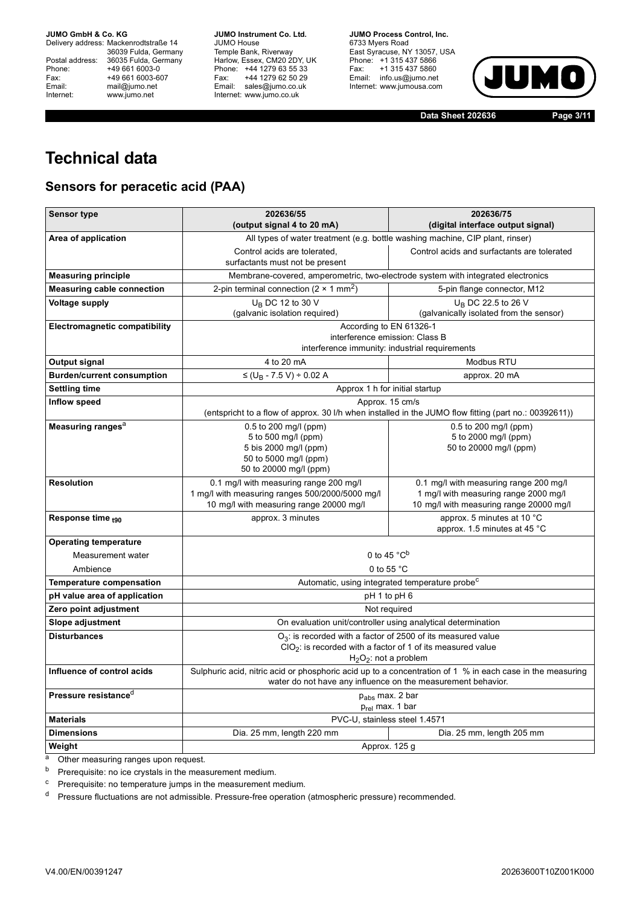# Technical data

## Sensors for peracetic acid (PAA)

| Sensor type | 202636/55 (output signal 4 to 20 mA) | 202636/75 (digital interface output signal) |
|---|---|---|
| **Area of application** | All types of water treatment (e.g. bottle washing machine, CIP plant, rinser) | |
| | Control acids are tolerated, surfactants must not be present | Control acids and surfactants are tolerated |
| **Measuring principle** | Membrane-covered, amperometric, two-electrode system with integrated electronics | |
| **Measuring cable connection** | 2-pin terminal connection ($2 \times 1$ mm$^2$) | 5-pin flange connector, M12 |
| **Voltage supply** | $U_B$ DC 12 to 30 V (galvanic isolation required) | $U_B$ DC 22.5 to 26 V (galvanically isolated from the sensor) |
| **Electromagnetic compatibility** | According to EN 61326-1<br>interference emission: Class B<br>interference immunity: industrial requirements | |
| **Output signal** | 4 to 20 mA | Modbus RTU |
| **Burden/current consumption** | $\leq (U_B - 7.5\ V) \div 0.02\ A$ | approx. 20 mA |
| **Settling time** | Approx 1 h for initial startup | |
| **Inflow speed** | Approx. 15 cm/s<br>(entspricht to a flow of approx. 30 l/h when installed in the JUMO flow fitting (part no.: 00392611)) | |
| **Measuring ranges**[a] | 0.5 to 200 mg/l (ppm)<br>5 to 500 mg/l (ppm)<br>5 bis 2000 mg/l (ppm)<br>50 to 5000 mg/l (ppm)<br>50 to 20000 mg/l (ppm) | 0.5 to 200 mg/l (ppm)<br>5 to 2000 mg/l (ppm)<br>50 to 20000 mg/l (ppm) |
| **Resolution** | 0.1 mg/l with measuring range 200 mg/l<br>1 mg/l with measuring ranges 500/2000/5000 mg/l<br>10 mg/l with measuring range 20000 mg/l | 0.1 mg/l with measuring range 200 mg/l<br>1 mg/l with measuring range 2000 mg/l<br>10 mg/l with measuring range 20000 mg/l |
| **Response time $t_{90}$** | approx. 3 minutes | approx. 5 minutes at 10 °C<br>approx. 1.5 minutes at 45 °C |
| **Operating temperature** | | |
| Measurement water | 0 to 45 °C[b] | |
| Ambience | 0 to 55 °C | |
| **Temperature compensation** | Automatic, using integrated temperature probe[c] | |
| **pH value area of application** | pH 1 to pH 6 | |
| **Zero point adjustment** | Not required | |
| **Slope adjustment** | On evaluation unit/controller using analytical determination | |
| **Disturbances** | $O_3$: is recorded with a factor of 2500 of its measured value<br>$ClO_2$: is recorded with a factor of 1 of its measured value<br>$H_2O_2$: not a problem | |
| **Influence of control acids** | Sulphuric acid, nitric acid or phosphoric acid up to a concentration of 1 % in each case in the measuring water do not have any influence on the measurement behavior. | |
| **Pressure resistance**[d] | $p_{abs}$ max. 2 bar<br>$p_{rel}$ max. 1 bar | |
| **Materials** | PVC-U, stainless steel 1.4571 | |
| **Dimensions** | Dia. 25 mm, length 220 mm | Dia. 25 mm, length 205 mm |
| **Weight** | Approx. 125 g | |

[a] Other measuring ranges upon request.

[b] Prerequisite: no ice crystals in the measurement medium.

[c] Prerequisite: no temperature jumps in the measurement medium.

[d] Pressure fluctuations are not admissible. Pressure-free operation (atmospheric pressure) recommended.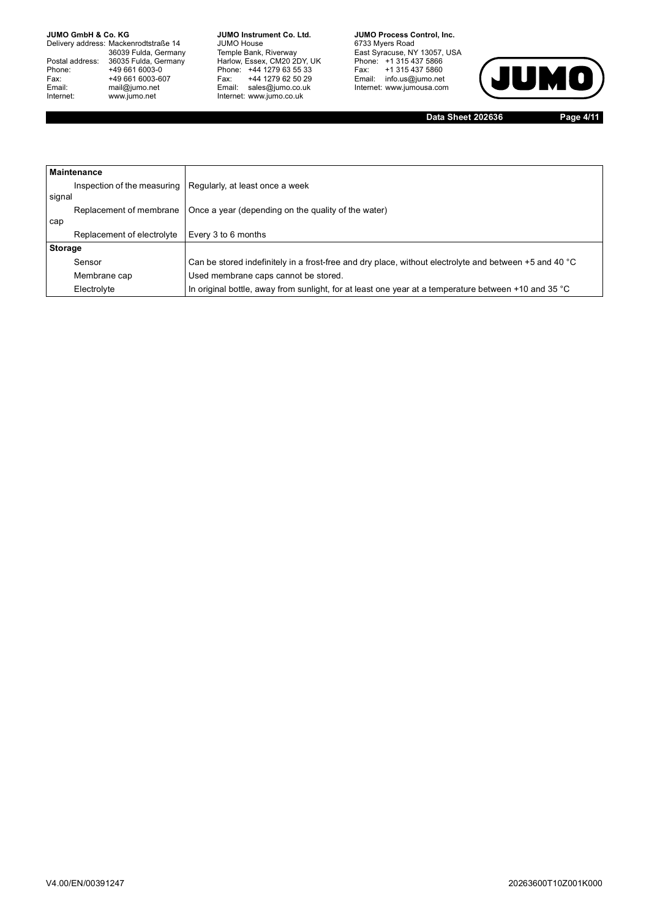| **Maintenance** | |
|---|---|
| Inspection of the measuring signal | Regularly, at least once a week |
| Replacement of membrane cap | Once a year (depending on the quality of the water) |
| Replacement of electrolyte | Every 3 to 6 months |
| **Storage** | |
| Sensor | Can be stored indefinitely in a frost-free and dry place, without electrolyte and between +5 and 40 °C |
| Membrane cap | Used membrane caps cannot be stored. |
| Electrolyte | In original bottle, away from sunlight, for at least one year at a temperature between +10 and 35 °C |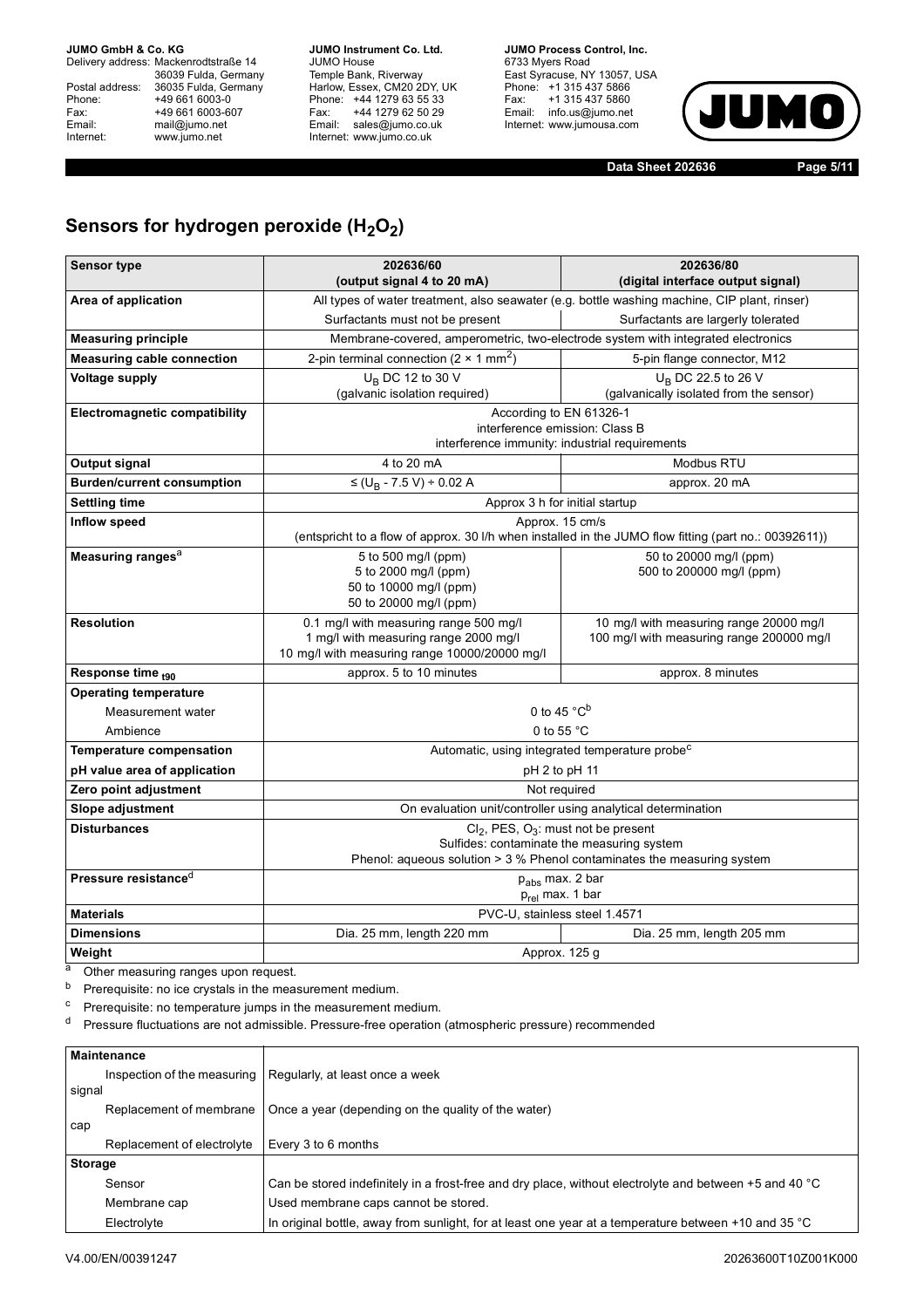## Sensors for hydrogen peroxide ($H_2O_2$)

| Sensor type | 202636/60 (output signal 4 to 20 mA) | 202636/80 (digital interface output signal) |
|---|---|---|
| **Area of application** | All types of water treatment, also seawater (e.g. bottle washing machine, CIP plant, rinser) | |
| | Surfactants must not be present | Surfactants are largerly tolerated |
| **Measuring principle** | Membrane-covered, amperometric, two-electrode system with integrated electronics | |
| **Measuring cable connection** | 2-pin terminal connection (2 × 1 $mm^2$) | 5-pin flange connector, M12 |
| **Voltage supply** | $U_B$ DC 12 to 30 V (galvanic isolation required) | $U_B$ DC 22.5 to 26 V (galvanically isolated from the sensor) |
| **Electromagnetic compatibility** | According to EN 61326-1 interference emission: Class B interference immunity: industrial requirements | |
| **Output signal** | 4 to 20 mA | Modbus RTU |
| **Burden/current consumption** | ≤ ($U_B$ - 7.5 V) ÷ 0.02 A | approx. 20 mA |
| **Settling time** | Approx 3 h for initial startup | |
| **Inflow speed** | Approx. 15 cm/s (entspricht to a flow of approx. 30 l/h when installed in the JUMO flow fitting (part no.: 00392611)) | |
| **Measuring ranges**[a] | 5 to 500 mg/l (ppm)<br>5 to 2000 mg/l (ppm)<br>50 to 10000 mg/l (ppm)<br>50 to 20000 mg/l (ppm) | 50 to 20000 mg/l (ppm)<br>500 to 200000 mg/l (ppm) |
| **Resolution** | 0.1 mg/l with measuring range 500 mg/l<br>1 mg/l with measuring range 2000 mg/l<br>10 mg/l with measuring range 10000/20000 mg/l | 10 mg/l with measuring range 20000 mg/l<br>100 mg/l with measuring range 200000 mg/l |
| **Response time $_{t90}$** | approx. 5 to 10 minutes | approx. 8 minutes |
| **Operating temperature** | | |
| Measurement water | 0 to 45 °C[b] | |
| Ambience | 0 to 55 °C | |
| **Temperature compensation** | Automatic, using integrated temperature probe[c] | |
| **pH value area of application** | pH 2 to pH 11 | |
| **Zero point adjustment** | Not required | |
| **Slope adjustment** | On evaluation unit/controller using analytical determination | |
| **Disturbances** | $Cl_2$, PES, $O_3$: must not be present<br>Sulfides: contaminate the measuring system<br>Phenol: aqueous solution > 3 % Phenol contaminates the measuring system | |
| **Pressure resistance**[d] | $p_{abs}$ max. 2 bar<br>$p_{rel}$ max. 1 bar | |
| **Materials** | PVC-U, stainless steel 1.4571 | |
| **Dimensions** | Dia. 25 mm, length 220 mm | Dia. 25 mm, length 205 mm |
| **Weight** | Approx. 125 g | |

[a] Other measuring ranges upon request.

[b] Prerequisite: no ice crystals in the measurement medium.

[c] Prerequisite: no temperature jumps in the measurement medium.

[d] Pressure fluctuations are not admissible. Pressure-free operation (atmospheric pressure) recommended

| **Maintenance** | |
|---|---|
| Inspection of the measuring signal | Regularly, at least once a week |
| Replacement of membrane cap | Once a year (depending on the quality of the water) |
| Replacement of electrolyte | Every 3 to 6 months |
| **Storage** | |
| Sensor | Can be stored indefinitely in a frost-free and dry place, without electrolyte and between +5 and 40 °C |
| Membrane cap | Used membrane caps cannot be stored. |
| Electrolyte | In original bottle, away from sunlight, for at least one year at a temperature between +10 and 35 °C |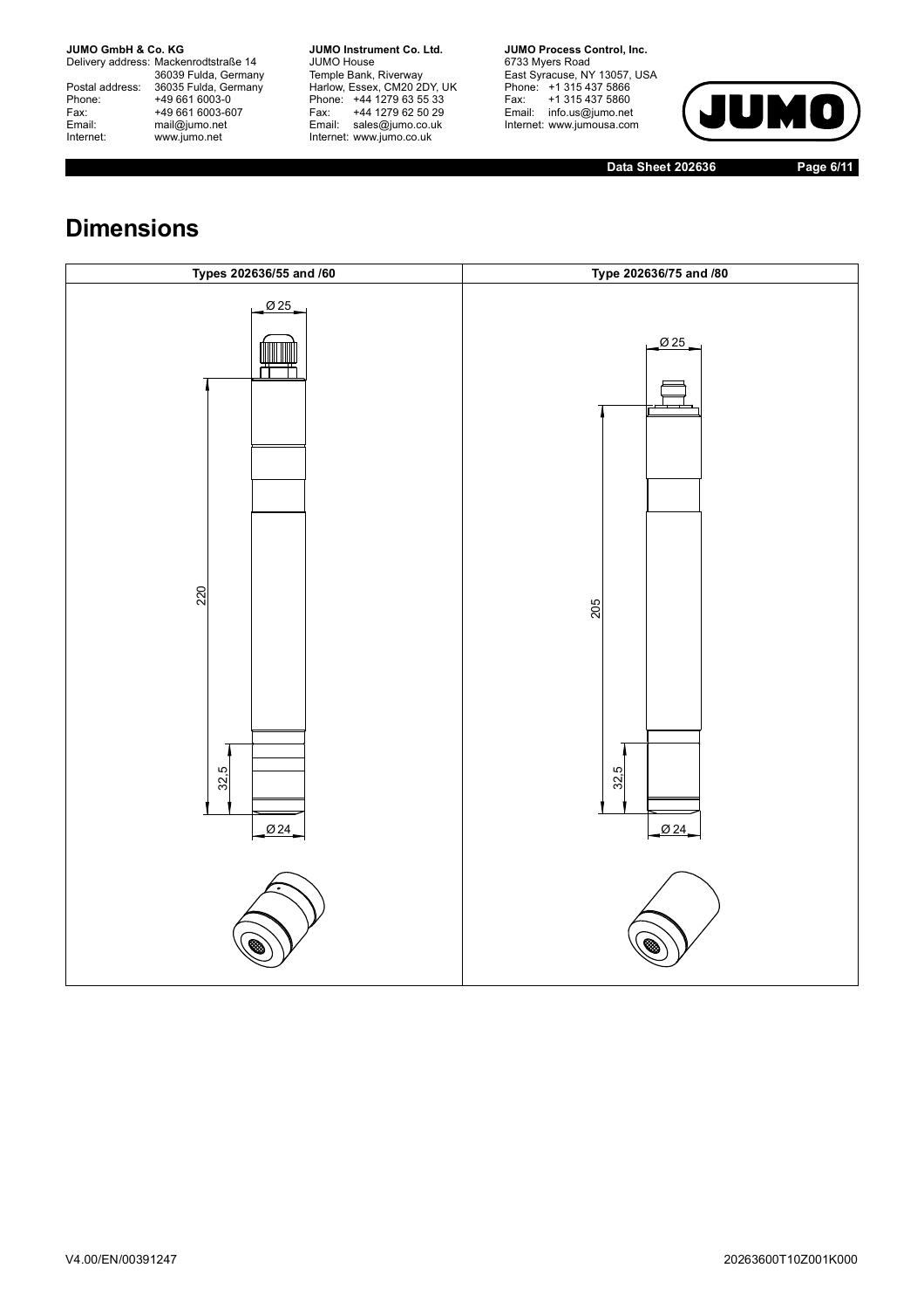# Dimensions

| Types 202636/55 and /60 | Type 202636/75 and /80 |
| --- | --- |
| Ø 25, 220, 32,5, Ø 24 | Ø 25, 205, 32,5, Ø 24 |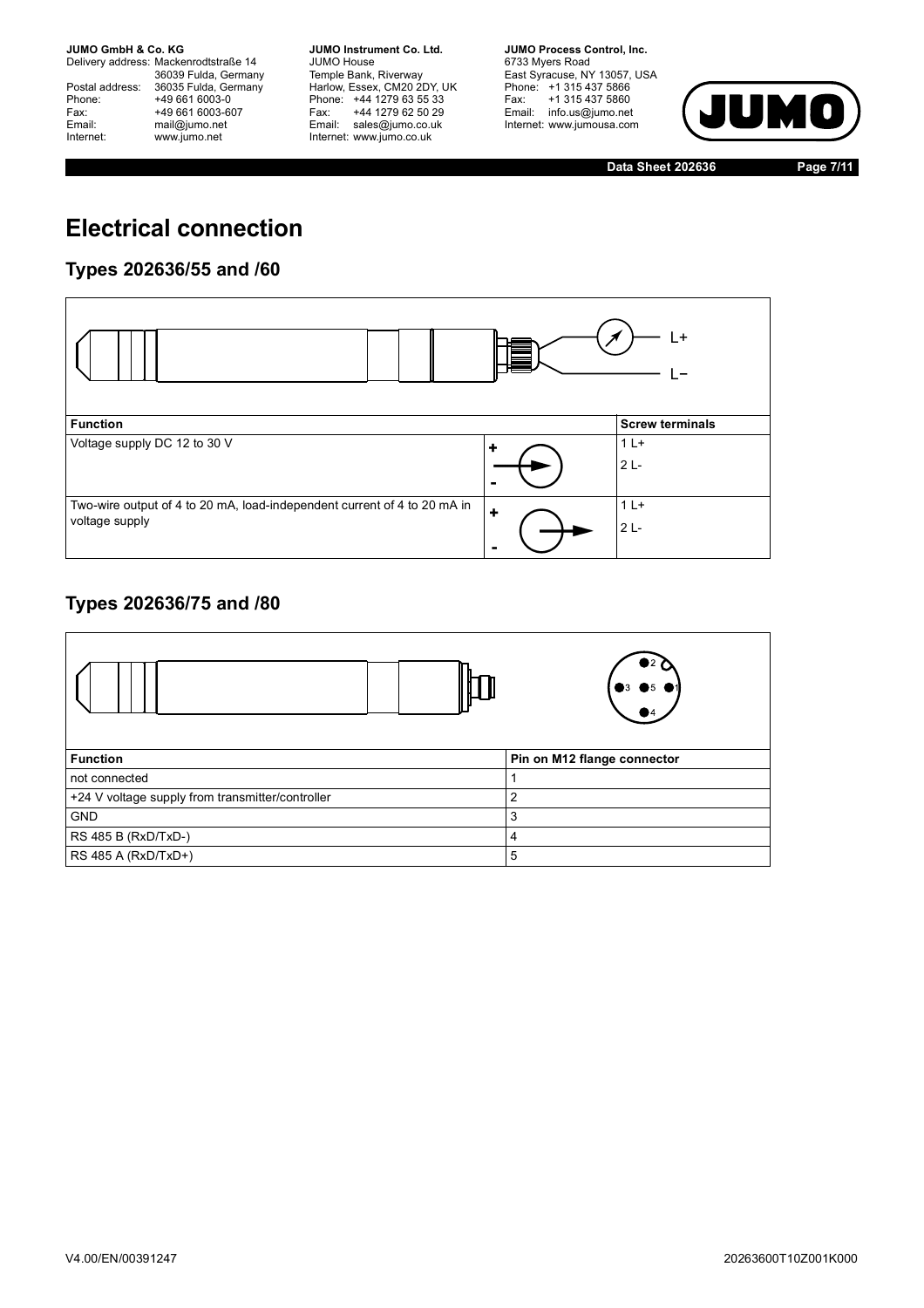# Electrical connection

## Types 202636/55 and /60

| Function | | Screw terminals |
|---|---|---|
| Voltage supply DC 12 to 30 V | + - | 1 L+ 2 L- |
| Two-wire output of 4 to 20 mA, load-independent current of 4 to 20 mA in voltage supply | + - | 1 L+ 2 L- |

## Types 202636/75 and /80

| Function | Pin on M12 flange connector |
|---|---|
| not connected | 1 |
| +24 V voltage supply from transmitter/controller | 2 |
| GND | 3 |
| RS 485 B (RxD/TxD-) | 4 |
| RS 485 A (RxD/TxD+) | 5 |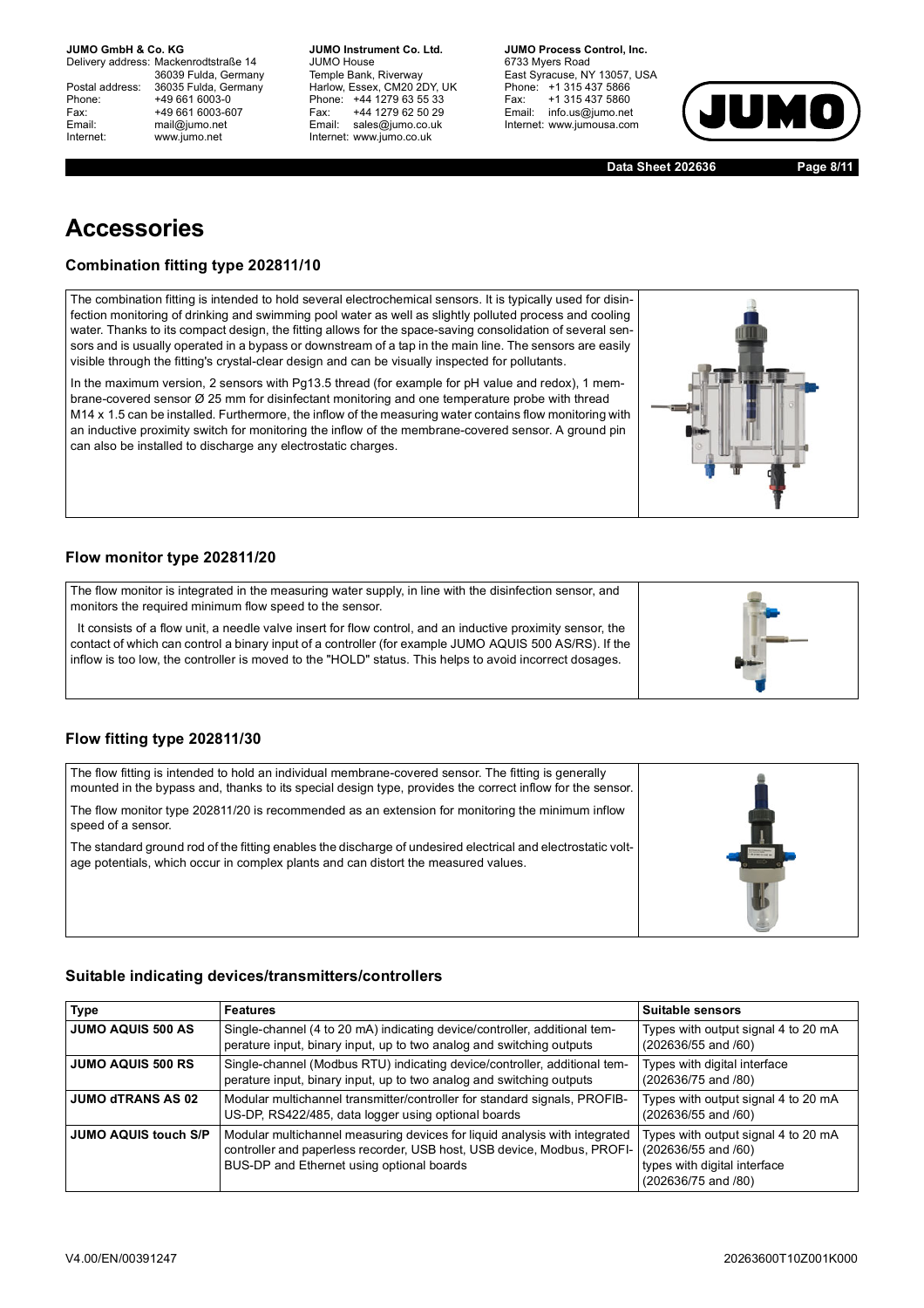# Accessories

### Combination fitting type 202811/10

The combination fitting is intended to hold several electrochemical sensors. It is typically used for disinfection monitoring of drinking and swimming pool water as well as slightly polluted process and cooling water. Thanks to its compact design, the fitting allows for the space-saving consolidation of several sensors and is usually operated in a bypass or downstream of a tap in the main line. The sensors are easily visible through the fitting's crystal-clear design and can be visually inspected for pollutants.

In the maximum version, 2 sensors with Pg13.5 thread (for example for pH value and redox), 1 membrane-covered sensor Ø 25 mm for disinfectant monitoring and one temperature probe with thread M14 x 1.5 can be installed. Furthermore, the inflow of the measuring water contains flow monitoring with an inductive proximity switch for monitoring the inflow of the membrane-covered sensor. A ground pin can also be installed to discharge any electrostatic charges.

### Flow monitor type 202811/20

The flow monitor is integrated in the measuring water supply, in line with the disinfection sensor, and monitors the required minimum flow speed to the sensor.

It consists of a flow unit, a needle valve insert for flow control, and an inductive proximity sensor, the contact of which can control a binary input of a controller (for example JUMO AQUIS 500 AS/RS). If the inflow is too low, the controller is moved to the "HOLD" status. This helps to avoid incorrect dosages.

### Flow fitting type 202811/30

The flow fitting is intended to hold an individual membrane-covered sensor. The fitting is generally mounted in the bypass and, thanks to its special design type, provides the correct inflow for the sensor.

The flow monitor type 202811/20 is recommended as an extension for monitoring the minimum inflow speed of a sensor.

The standard ground rod of the fitting enables the discharge of undesired electrical and electrostatic voltage potentials, which occur in complex plants and can distort the measured values.

### Suitable indicating devices/transmitters/controllers

| Type | Features | Suitable sensors |
|---|---|---|
| **JUMO AQUIS 500 AS** | Single-channel (4 to 20 mA) indicating device/controller, additional temperature input, binary input, up to two analog and switching outputs | Types with output signal 4 to 20 mA (202636/55 and /60) |
| **JUMO AQUIS 500 RS** | Single-channel (Modbus RTU) indicating device/controller, additional temperature input, binary input, up to two analog and switching outputs | Types with digital interface (202636/75 and /80) |
| **JUMO dTRANS AS 02** | Modular multichannel transmitter/controller for standard signals, PROFIBUS-DP, RS422/485, data logger using optional boards | Types with output signal 4 to 20 mA (202636/55 and /60) |
| **JUMO AQUIS touch S/P** | Modular multichannel measuring devices for liquid analysis with integrated controller and paperless recorder, USB host, USB device, Modbus, PROFIBUS-DP and Ethernet using optional boards | Types with output signal 4 to 20 mA (202636/55 and /60) types with digital interface (202636/75 and /80) |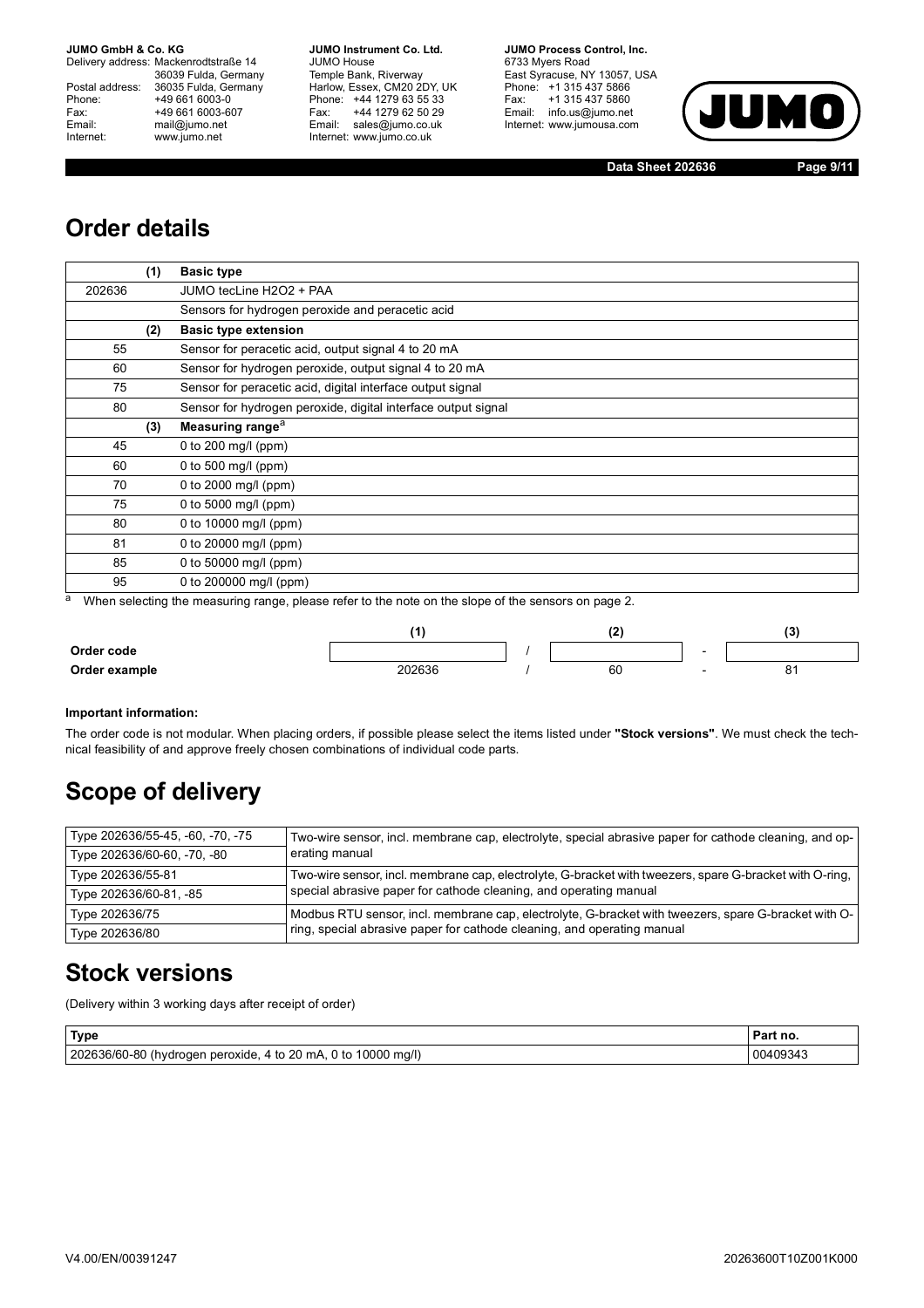## Order details

| | (1) | Basic type |
|---|---|---|
| 202636 | | JUMO tecLine H2O2 + PAA |
| | | Sensors for hydrogen peroxide and peracetic acid |
| | **(2)** | **Basic type extension** |
| 55 | | Sensor for peracetic acid, output signal 4 to 20 mA |
| 60 | | Sensor for hydrogen peroxide, output signal 4 to 20 mA |
| 75 | | Sensor for peracetic acid, digital interface output signal |
| 80 | | Sensor for hydrogen peroxide, digital interface output signal |
| | **(3)** | **Measuring range**[a] |
| 45 | | 0 to 200 mg/l (ppm) |
| 60 | | 0 to 500 mg/l (ppm) |
| 70 | | 0 to 2000 mg/l (ppm) |
| 75 | | 0 to 5000 mg/l (ppm) |
| 80 | | 0 to 10000 mg/l (ppm) |
| 81 | | 0 to 20000 mg/l (ppm) |
| 85 | | 0 to 50000 mg/l (ppm) |
| 95 | | 0 to 200000 mg/l (ppm) |

[a] When selecting the measuring range, please refer to the note on the slope of the sensors on page 2.

| | (1) | | (2) | | (3) |
|---|---|---|---|---|---|
| **Order code** | | / | | - | |
| **Order example** | 202636 | / | 60 | - | 81 |

**Important information:**

The order code is not modular. When placing orders, if possible please select the items listed under **"Stock versions"**. We must check the technical feasibility of and approve freely chosen combinations of individual code parts.

## Scope of delivery

| Type | Scope |
|---|---|
| Type 202636/55-45, -60, -70, -75<br>Type 202636/60-60, -70, -80 | Two-wire sensor, incl. membrane cap, electrolyte, special abrasive paper for cathode cleaning, and operating manual |
| Type 202636/55-81<br>Type 202636/60-81, -85 | Two-wire sensor, incl. membrane cap, electrolyte, G-bracket with tweezers, spare G-bracket with O-ring, special abrasive paper for cathode cleaning, and operating manual |
| Type 202636/75<br>Type 202636/80 | Modbus RTU sensor, incl. membrane cap, electrolyte, G-bracket with tweezers, spare G-bracket with O-ring, special abrasive paper for cathode cleaning, and operating manual |

## Stock versions

(Delivery within 3 working days after receipt of order)

| Type | Part no. |
|---|---|
| 202636/60-80 (hydrogen peroxide, 4 to 20 mA, 0 to 10000 mg/l) | 00409343 |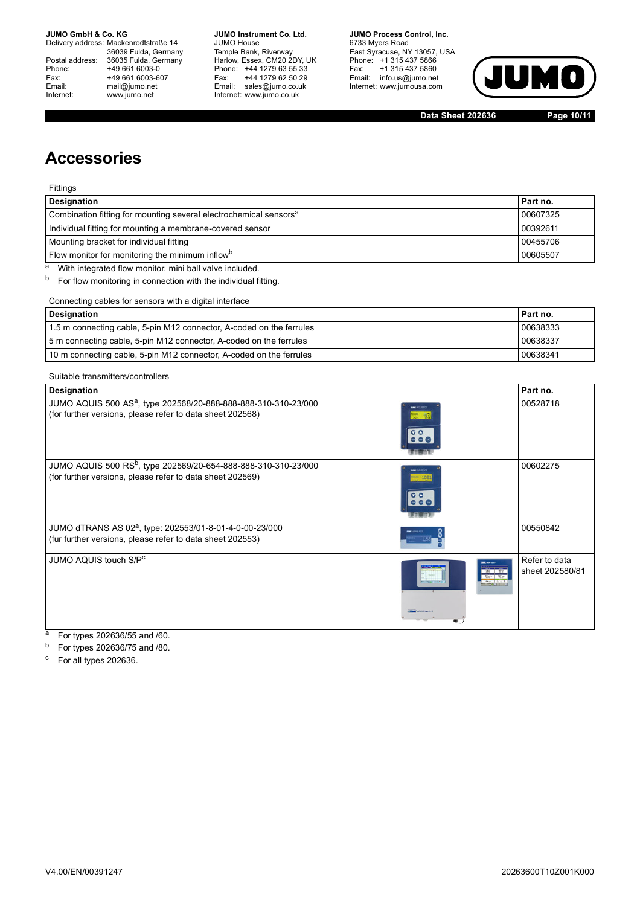# Accessories

Fittings

| Designation | Part no. |
|---|---|
| Combination fitting for mounting several electrochemical sensors[a] | 00607325 |
| Individual fitting for mounting a membrane-covered sensor | 00392611 |
| Mounting bracket for individual fitting | 00455706 |
| Flow monitor for monitoring the minimum inflow[b] | 00605507 |

[a] With integrated flow monitor, mini ball valve included.

[b] For flow monitoring in connection with the individual fitting.

Connecting cables for sensors with a digital interface

| Designation | Part no. |
|---|---|
| 1.5 m connecting cable, 5-pin M12 connector, A-coded on the ferrules | 00638333 |
| 5 m connecting cable, 5-pin M12 connector, A-coded on the ferrules | 00638337 |
| 10 m connecting cable, 5-pin M12 connector, A-coded on the ferrules | 00638341 |

Suitable transmitters/controllers

| Designation | Part no. |
|---|---|
| JUMO AQUIS 500 AS[a], type 202568/20-888-888-888-310-310-23/000 (for further versions, please refer to data sheet 202568) | 00528718 |
| JUMO AQUIS 500 RS[b], type 202569/20-654-888-888-310-310-23/000 (for further versions, please refer to data sheet 202569) | 00602275 |
| JUMO dTRANS AS 02[a], type: 202553/01-8-01-4-0-00-23/000 (fur further versions, please refer to data sheet 202553) | 00550842 |
| JUMO AQUIS touch S/P[c] | Refer to data sheet 202580/81 |

[a] For types 202636/55 and /60.

[b] For types 202636/75 and /80.

[c] For all types 202636.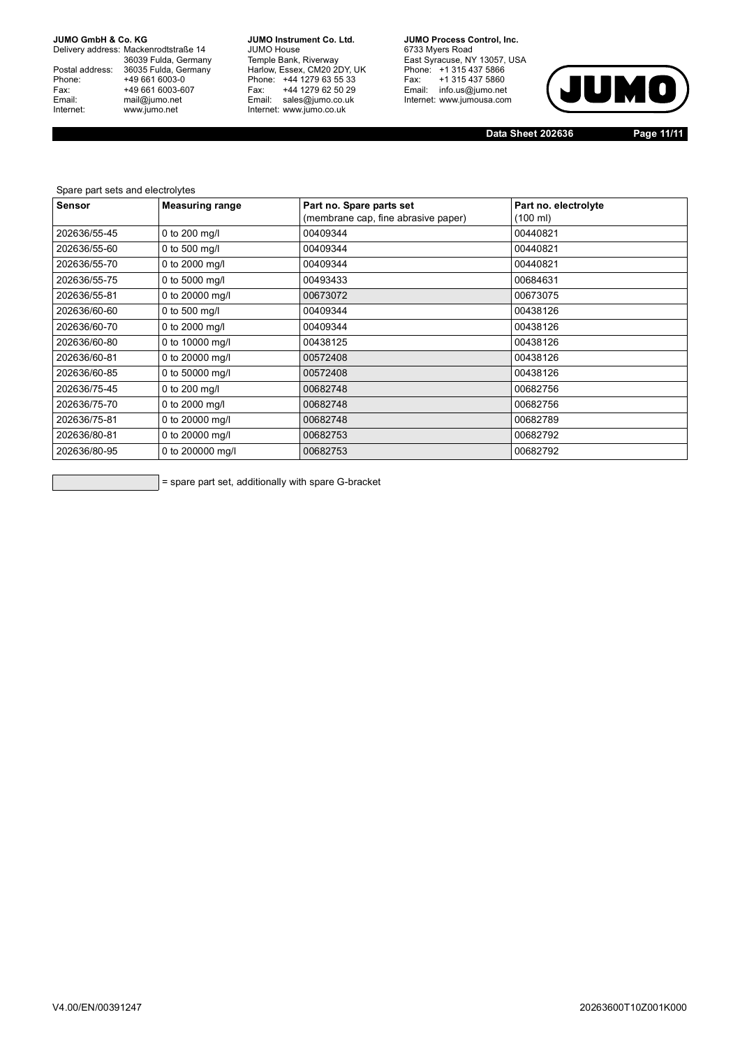Spare part sets and electrolytes

| Sensor | Measuring range | Part no. Spare parts set (membrane cap, fine abrasive paper) | Part no. electrolyte (100 ml) |
|---|---|---|---|
| 202636/55-45 | 0 to 200 mg/l | 00409344 | 00440821 |
| 202636/55-60 | 0 to 500 mg/l | 00409344 | 00440821 |
| 202636/55-70 | 0 to 2000 mg/l | 00409344 | 00440821 |
| 202636/55-75 | 0 to 5000 mg/l | 00493433 | 00684631 |
| 202636/55-81 | 0 to 20000 mg/l | 00673072 | 00673075 |
| 202636/60-60 | 0 to 500 mg/l | 00409344 | 00438126 |
| 202636/60-70 | 0 to 2000 mg/l | 00409344 | 00438126 |
| 202636/60-80 | 0 to 10000 mg/l | 00438125 | 00438126 |
| 202636/60-81 | 0 to 20000 mg/l | 00572408 | 00438126 |
| 202636/60-85 | 0 to 50000 mg/l | 00572408 | 00438126 |
| 202636/75-45 | 0 to 200 mg/l | 00682748 | 00682756 |
| 202636/75-70 | 0 to 2000 mg/l | 00682748 | 00682756 |
| 202636/75-81 | 0 to 20000 mg/l | 00682748 | 00682789 |
| 202636/80-81 | 0 to 20000 mg/l | 00682753 | 00682792 |
| 202636/80-95 | 0 to 200000 mg/l | 00682753 | 00682792 |

(shaded) = spare part set, additionally with spare G-bracket

V4.00/EN/00391247

20263600T10Z001K000